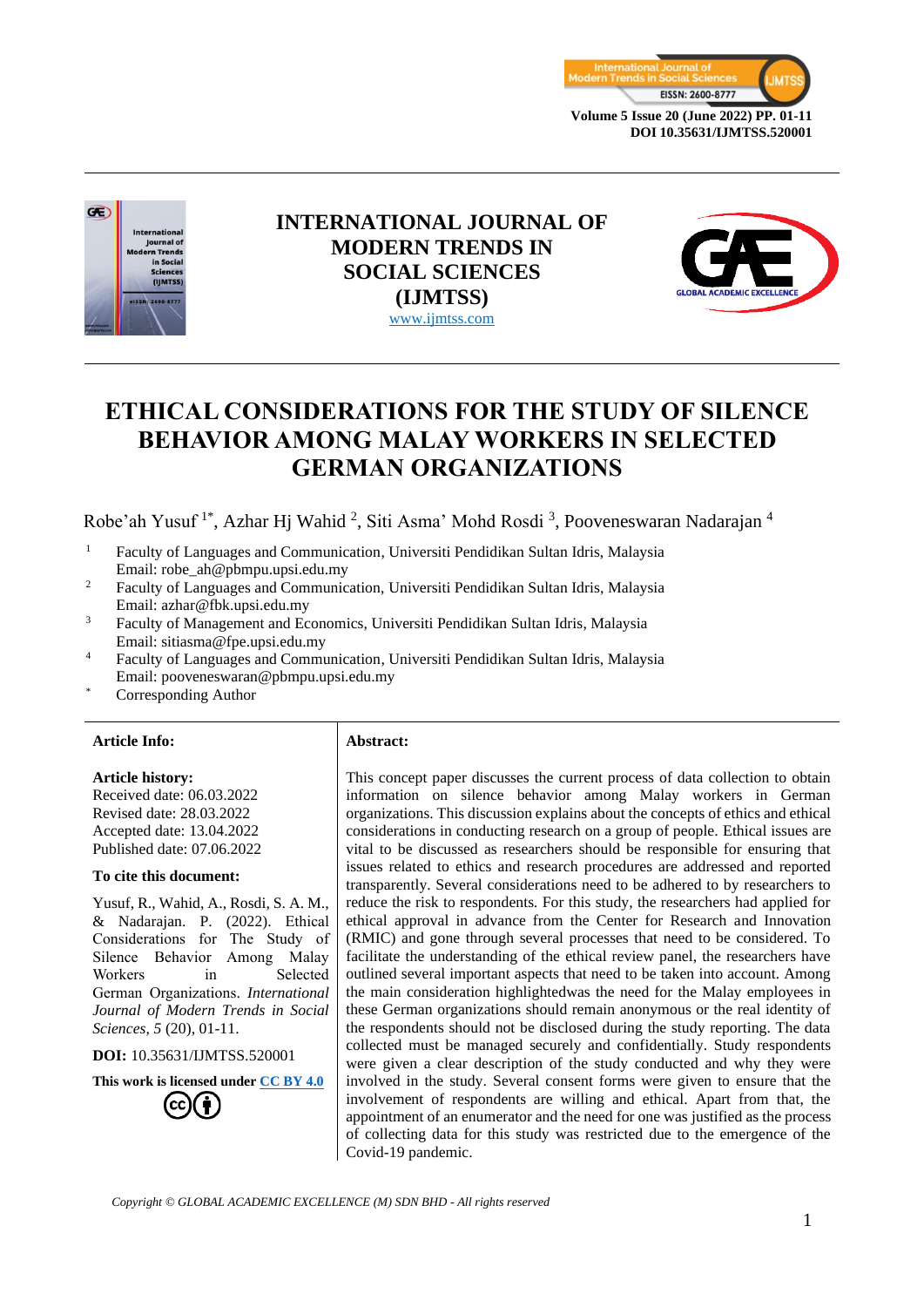# INTERNATIONAL JOURNAL OF MODERN TRENDS IN SOCIAL SCIENCES (IJMTSS)

www.ijmtss.com

# ETHICAL CONSIDERATIONS FOR THE STUDY OF SILENCE BEHAVIOR AMONG MALAY WORKERS IN SELECTED GERMAN ORGANIZATIONS

Robe'ah Yusuf [1*], Azhar Hj Wahid [2], Siti Asma' Mohd Rosdi [3], Pooveneswaran Nadarajan [4]

[1] Faculty of Languages and Communication, Universiti Pendidikan Sultan Idris, Malaysia
Email: robe_ah@pbmpu.upsi.edu.my

[2] Faculty of Languages and Communication, Universiti Pendidikan Sultan Idris, Malaysia
Email: azhar@fbk.upsi.edu.my

[3] Faculty of Management and Economics, Universiti Pendidikan Sultan Idris, Malaysia
Email: sitiasma@fpe.upsi.edu.my

[4] Faculty of Languages and Communication, Universiti Pendidikan Sultan Idris, Malaysia
Email: pooveneswaran@pbmpu.upsi.edu.my

[*] Corresponding Author

**Article Info:**

**Article history:**
Received date: 06.03.2022
Revised date: 28.03.2022
Accepted date: 13.04.2022
Published date: 07.06.2022

**To cite this document:**

Yusuf, R., Wahid, A., Rosdi, S. A. M., & Nadarajan. P. (2022). Ethical Considerations for The Study of Silence Behavior Among Malay Workers in Selected German Organizations. *International Journal of Modern Trends in Social Sciences, 5* (20), 01-11.

**DOI:** 10.35631/IJMTSS.520001

**This work is licensed under CC BY 4.0**

**Abstract:**

This concept paper discusses the current process of data collection to obtain information on silence behavior among Malay workers in German organizations. This discussion explains about the concepts of ethics and ethical considerations in conducting research on a group of people. Ethical issues are vital to be discussed as researchers should be responsible for ensuring that issues related to ethics and research procedures are addressed and reported transparently. Several considerations need to be adhered to by researchers to reduce the risk to respondents. For this study, the researchers had applied for ethical approval in advance from the Center for Research and Innovation (RMIC) and gone through several processes that need to be considered. To facilitate the understanding of the ethical review panel, the researchers have outlined several important aspects that need to be taken into account. Among the main consideration highlightedwas the need for the Malay employees in these German organizations should remain anonymous or the real identity of the respondents should not be disclosed during the study reporting. The data collected must be managed securely and confidentially. Study respondents were given a clear description of the study conducted and why they were involved in the study. Several consent forms were given to ensure that the involvement of respondents are willing and ethical. Apart from that, the appointment of an enumerator and the need for one was justified as the process of collecting data for this study was restricted due to the emergence of the Covid-19 pandemic.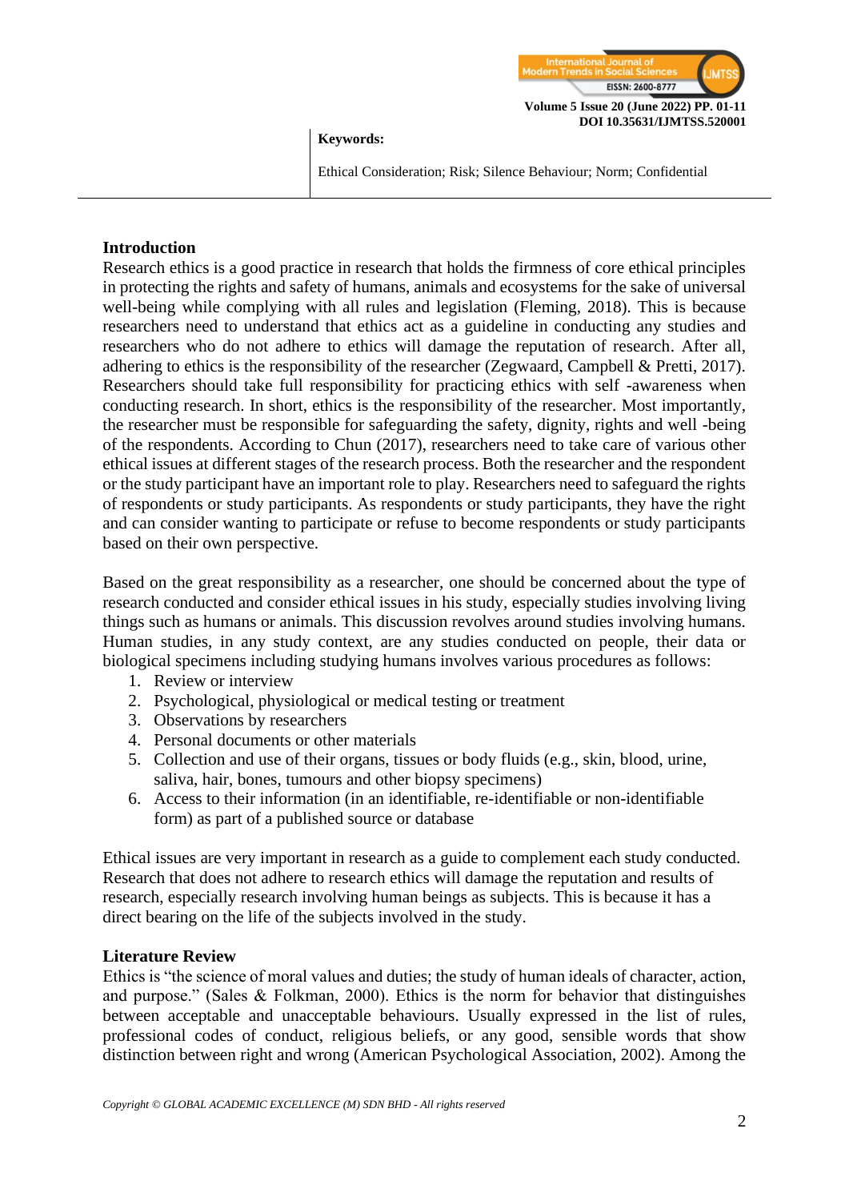**Keywords:**

Ethical Consideration; Risk; Silence Behaviour; Norm; Confidential

## Introduction

Research ethics is a good practice in research that holds the firmness of core ethical principles in protecting the rights and safety of humans, animals and ecosystems for the sake of universal well-being while complying with all rules and legislation (Fleming, 2018). This is because researchers need to understand that ethics act as a guideline in conducting any studies and researchers who do not adhere to ethics will damage the reputation of research. After all, adhering to ethics is the responsibility of the researcher (Zegwaard, Campbell & Pretti, 2017). Researchers should take full responsibility for practicing ethics with self -awareness when conducting research. In short, ethics is the responsibility of the researcher. Most importantly, the researcher must be responsible for safeguarding the safety, dignity, rights and well -being of the respondents. According to Chun (2017), researchers need to take care of various other ethical issues at different stages of the research process. Both the researcher and the respondent or the study participant have an important role to play. Researchers need to safeguard the rights of respondents or study participants. As respondents or study participants, they have the right and can consider wanting to participate or refuse to become respondents or study participants based on their own perspective.

Based on the great responsibility as a researcher, one should be concerned about the type of research conducted and consider ethical issues in his study, especially studies involving living things such as humans or animals. This discussion revolves around studies involving humans. Human studies, in any study context, are any studies conducted on people, their data or biological specimens including studying humans involves various procedures as follows:

1. Review or interview
2. Psychological, physiological or medical testing or treatment
3. Observations by researchers
4. Personal documents or other materials
5. Collection and use of their organs, tissues or body fluids (e.g., skin, blood, urine, saliva, hair, bones, tumours and other biopsy specimens)
6. Access to their information (in an identifiable, re-identifiable or non-identifiable form) as part of a published source or database

Ethical issues are very important in research as a guide to complement each study conducted. Research that does not adhere to research ethics will damage the reputation and results of research, especially research involving human beings as subjects. This is because it has a direct bearing on the life of the subjects involved in the study.

## Literature Review

Ethics is "the science of moral values and duties; the study of human ideals of character, action, and purpose." (Sales & Folkman, 2000). Ethics is the norm for behavior that distinguishes between acceptable and unacceptable behaviours. Usually expressed in the list of rules, professional codes of conduct, religious beliefs, or any good, sensible words that show distinction between right and wrong (American Psychological Association, 2002). Among the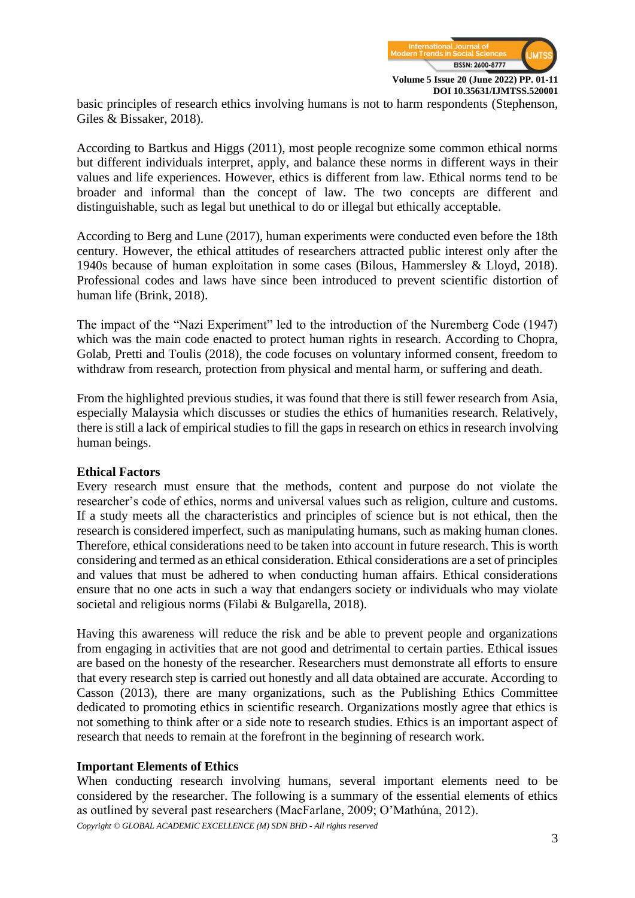basic principles of research ethics involving humans is not to harm respondents (Stephenson, Giles & Bissaker, 2018).

According to Bartkus and Higgs (2011), most people recognize some common ethical norms but different individuals interpret, apply, and balance these norms in different ways in their values and life experiences. However, ethics is different from law. Ethical norms tend to be broader and informal than the concept of law. The two concepts are different and distinguishable, such as legal but unethical to do or illegal but ethically acceptable.

According to Berg and Lune (2017), human experiments were conducted even before the 18th century. However, the ethical attitudes of researchers attracted public interest only after the 1940s because of human exploitation in some cases (Bilous, Hammersley & Lloyd, 2018). Professional codes and laws have since been introduced to prevent scientific distortion of human life (Brink, 2018).

The impact of the "Nazi Experiment" led to the introduction of the Nuremberg Code (1947) which was the main code enacted to protect human rights in research. According to Chopra, Golab, Pretti and Toulis (2018), the code focuses on voluntary informed consent, freedom to withdraw from research, protection from physical and mental harm, or suffering and death.

From the highlighted previous studies, it was found that there is still fewer research from Asia, especially Malaysia which discusses or studies the ethics of humanities research. Relatively, there is still a lack of empirical studies to fill the gaps in research on ethics in research involving human beings.

## Ethical Factors

Every research must ensure that the methods, content and purpose do not violate the researcher's code of ethics, norms and universal values such as religion, culture and customs. If a study meets all the characteristics and principles of science but is not ethical, then the research is considered imperfect, such as manipulating humans, such as making human clones. Therefore, ethical considerations need to be taken into account in future research. This is worth considering and termed as an ethical consideration. Ethical considerations are a set of principles and values that must be adhered to when conducting human affairs. Ethical considerations ensure that no one acts in such a way that endangers society or individuals who may violate societal and religious norms (Filabi & Bulgarella, 2018).

Having this awareness will reduce the risk and be able to prevent people and organizations from engaging in activities that are not good and detrimental to certain parties. Ethical issues are based on the honesty of the researcher. Researchers must demonstrate all efforts to ensure that every research step is carried out honestly and all data obtained are accurate. According to Casson (2013), there are many organizations, such as the Publishing Ethics Committee dedicated to promoting ethics in scientific research. Organizations mostly agree that ethics is not something to think after or a side note to research studies. Ethics is an important aspect of research that needs to remain at the forefront in the beginning of research work.

## Important Elements of Ethics

When conducting research involving humans, several important elements need to be considered by the researcher. The following is a summary of the essential elements of ethics as outlined by several past researchers (MacFarlane, 2009; O'Mathúna, 2012).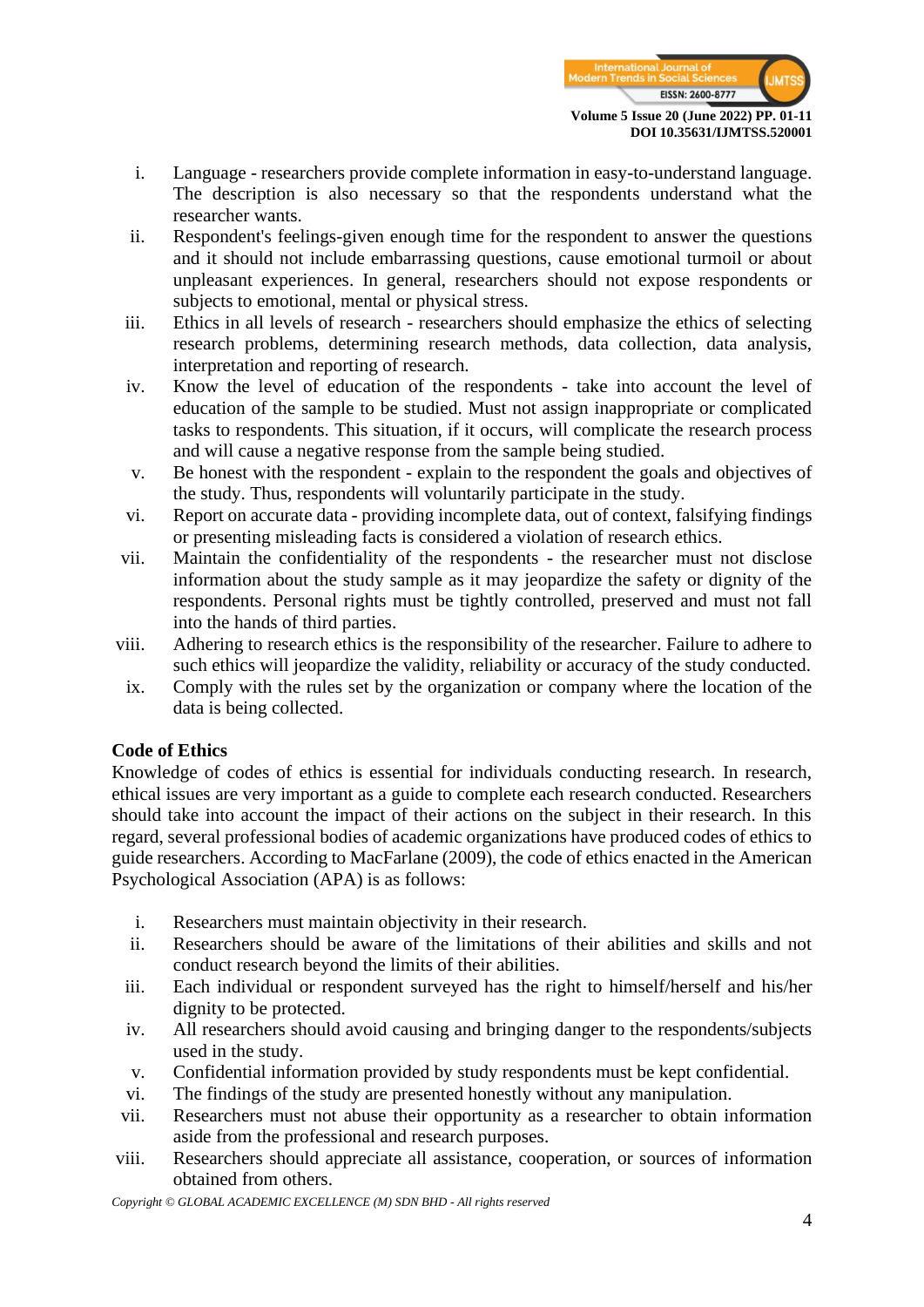i. Language - researchers provide complete information in easy-to-understand language. The description is also necessary so that the respondents understand what the researcher wants.
ii. Respondent's feelings-given enough time for the respondent to answer the questions and it should not include embarrassing questions, cause emotional turmoil or about unpleasant experiences. In general, researchers should not expose respondents or subjects to emotional, mental or physical stress.
iii. Ethics in all levels of research - researchers should emphasize the ethics of selecting research problems, determining research methods, data collection, data analysis, interpretation and reporting of research.
iv. Know the level of education of the respondents - take into account the level of education of the sample to be studied. Must not assign inappropriate or complicated tasks to respondents. This situation, if it occurs, will complicate the research process and will cause a negative response from the sample being studied.
v. Be honest with the respondent - explain to the respondent the goals and objectives of the study. Thus, respondents will voluntarily participate in the study.
vi. Report on accurate data - providing incomplete data, out of context, falsifying findings or presenting misleading facts is considered a violation of research ethics.
vii. Maintain the confidentiality of the respondents - the researcher must not disclose information about the study sample as it may jeopardize the safety or dignity of the respondents. Personal rights must be tightly controlled, preserved and must not fall into the hands of third parties.
viii. Adhering to research ethics is the responsibility of the researcher. Failure to adhere to such ethics will jeopardize the validity, reliability or accuracy of the study conducted.
ix. Comply with the rules set by the organization or company where the location of the data is being collected.

## Code of Ethics

Knowledge of codes of ethics is essential for individuals conducting research. In research, ethical issues are very important as a guide to complete each research conducted. Researchers should take into account the impact of their actions on the subject in their research. In this regard, several professional bodies of academic organizations have produced codes of ethics to guide researchers. According to MacFarlane (2009), the code of ethics enacted in the American Psychological Association (APA) is as follows:

i. Researchers must maintain objectivity in their research.
ii. Researchers should be aware of the limitations of their abilities and skills and not conduct research beyond the limits of their abilities.
iii. Each individual or respondent surveyed has the right to himself/herself and his/her dignity to be protected.
iv. All researchers should avoid causing and bringing danger to the respondents/subjects used in the study.
v. Confidential information provided by study respondents must be kept confidential.
vi. The findings of the study are presented honestly without any manipulation.
vii. Researchers must not abuse their opportunity as a researcher to obtain information aside from the professional and research purposes.
viii. Researchers should appreciate all assistance, cooperation, or sources of information obtained from others.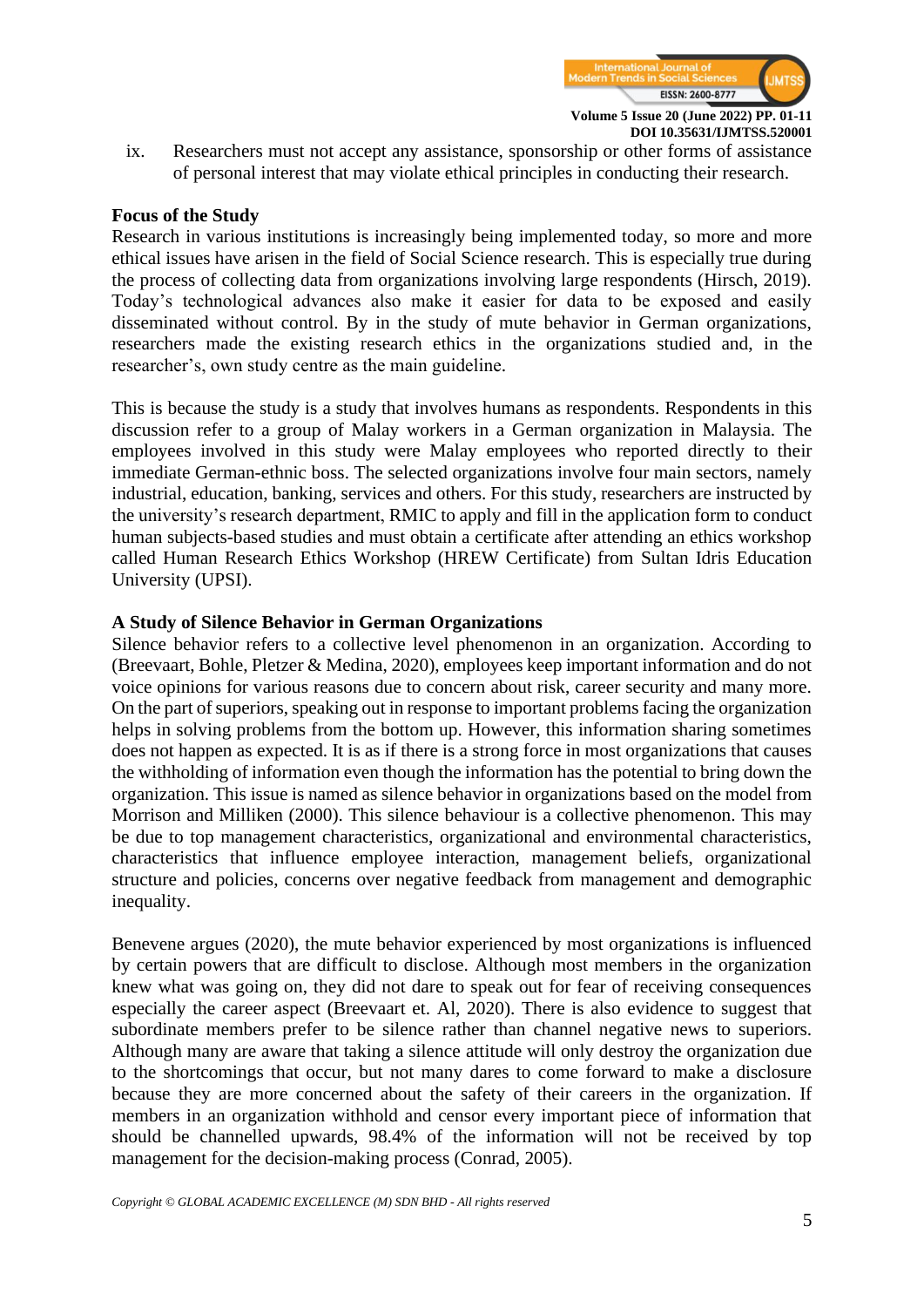ix. Researchers must not accept any assistance, sponsorship or other forms of assistance of personal interest that may violate ethical principles in conducting their research.

**Focus of the Study**

Research in various institutions is increasingly being implemented today, so more and more ethical issues have arisen in the field of Social Science research. This is especially true during the process of collecting data from organizations involving large respondents (Hirsch, 2019). Today's technological advances also make it easier for data to be exposed and easily disseminated without control. By in the study of mute behavior in German organizations, researchers made the existing research ethics in the organizations studied and, in the researcher's, own study centre as the main guideline.

This is because the study is a study that involves humans as respondents. Respondents in this discussion refer to a group of Malay workers in a German organization in Malaysia. The employees involved in this study were Malay employees who reported directly to their immediate German-ethnic boss. The selected organizations involve four main sectors, namely industrial, education, banking, services and others. For this study, researchers are instructed by the university's research department, RMIC to apply and fill in the application form to conduct human subjects-based studies and must obtain a certificate after attending an ethics workshop called Human Research Ethics Workshop (HREW Certificate) from Sultan Idris Education University (UPSI).

**A Study of Silence Behavior in German Organizations**

Silence behavior refers to a collective level phenomenon in an organization. According to (Breevaart, Bohle, Pletzer & Medina, 2020), employees keep important information and do not voice opinions for various reasons due to concern about risk, career security and many more. On the part of superiors, speaking out in response to important problems facing the organization helps in solving problems from the bottom up. However, this information sharing sometimes does not happen as expected. It is as if there is a strong force in most organizations that causes the withholding of information even though the information has the potential to bring down the organization. This issue is named as silence behavior in organizations based on the model from Morrison and Milliken (2000). This silence behaviour is a collective phenomenon. This may be due to top management characteristics, organizational and environmental characteristics, characteristics that influence employee interaction, management beliefs, organizational structure and policies, concerns over negative feedback from management and demographic inequality.

Benevene argues (2020), the mute behavior experienced by most organizations is influenced by certain powers that are difficult to disclose. Although most members in the organization knew what was going on, they did not dare to speak out for fear of receiving consequences especially the career aspect (Breevaart et. Al, 2020). There is also evidence to suggest that subordinate members prefer to be silence rather than channel negative news to superiors. Although many are aware that taking a silence attitude will only destroy the organization due to the shortcomings that occur, but not many dares to come forward to make a disclosure because they are more concerned about the safety of their careers in the organization. If members in an organization withhold and censor every important piece of information that should be channelled upwards, 98.4% of the information will not be received by top management for the decision-making process (Conrad, 2005).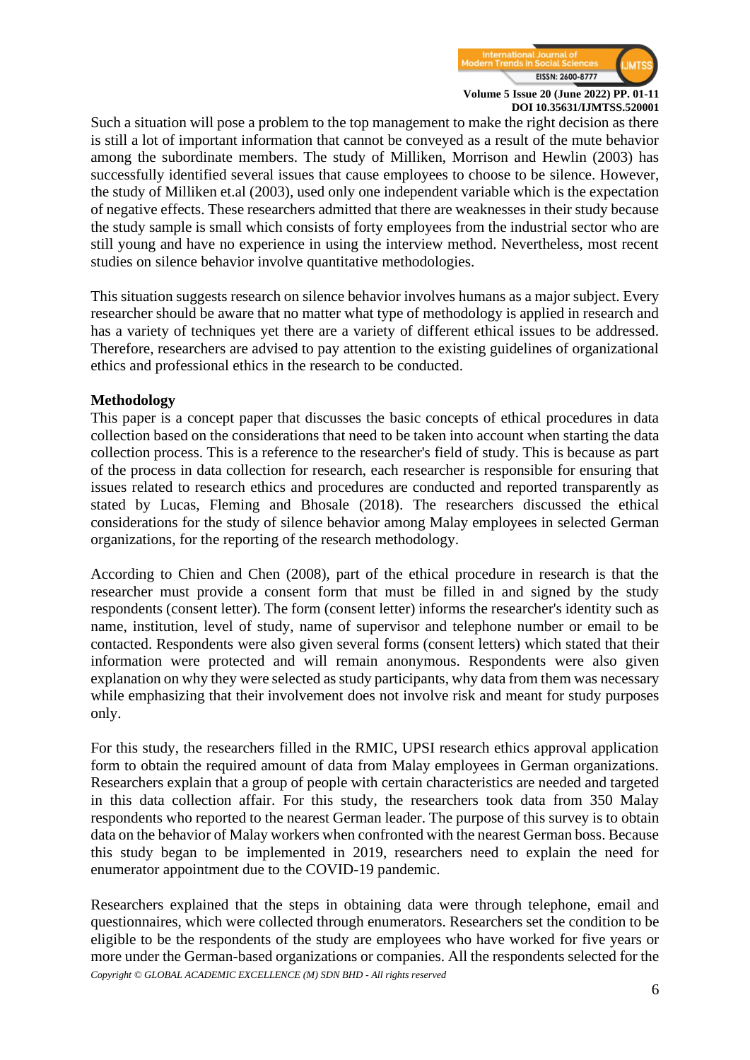Such a situation will pose a problem to the top management to make the right decision as there is still a lot of important information that cannot be conveyed as a result of the mute behavior among the subordinate members. The study of Milliken, Morrison and Hewlin (2003) has successfully identified several issues that cause employees to choose to be silence. However, the study of Milliken et.al (2003), used only one independent variable which is the expectation of negative effects. These researchers admitted that there are weaknesses in their study because the study sample is small which consists of forty employees from the industrial sector who are still young and have no experience in using the interview method. Nevertheless, most recent studies on silence behavior involve quantitative methodologies.

This situation suggests research on silence behavior involves humans as a major subject. Every researcher should be aware that no matter what type of methodology is applied in research and has a variety of techniques yet there are a variety of different ethical issues to be addressed. Therefore, researchers are advised to pay attention to the existing guidelines of organizational ethics and professional ethics in the research to be conducted.

**Methodology**

This paper is a concept paper that discusses the basic concepts of ethical procedures in data collection based on the considerations that need to be taken into account when starting the data collection process. This is a reference to the researcher's field of study. This is because as part of the process in data collection for research, each researcher is responsible for ensuring that issues related to research ethics and procedures are conducted and reported transparently as stated by Lucas, Fleming and Bhosale (2018). The researchers discussed the ethical considerations for the study of silence behavior among Malay employees in selected German organizations, for the reporting of the research methodology.

According to Chien and Chen (2008), part of the ethical procedure in research is that the researcher must provide a consent form that must be filled in and signed by the study respondents (consent letter). The form (consent letter) informs the researcher's identity such as name, institution, level of study, name of supervisor and telephone number or email to be contacted. Respondents were also given several forms (consent letters) which stated that their information were protected and will remain anonymous. Respondents were also given explanation on why they were selected as study participants, why data from them was necessary while emphasizing that their involvement does not involve risk and meant for study purposes only.

For this study, the researchers filled in the RMIC, UPSI research ethics approval application form to obtain the required amount of data from Malay employees in German organizations. Researchers explain that a group of people with certain characteristics are needed and targeted in this data collection affair. For this study, the researchers took data from 350 Malay respondents who reported to the nearest German leader. The purpose of this survey is to obtain data on the behavior of Malay workers when confronted with the nearest German boss. Because this study began to be implemented in 2019, researchers need to explain the need for enumerator appointment due to the COVID-19 pandemic.

Researchers explained that the steps in obtaining data were through telephone, email and questionnaires, which were collected through enumerators. Researchers set the condition to be eligible to be the respondents of the study are employees who have worked for five years or more under the German-based organizations or companies. All the respondents selected for the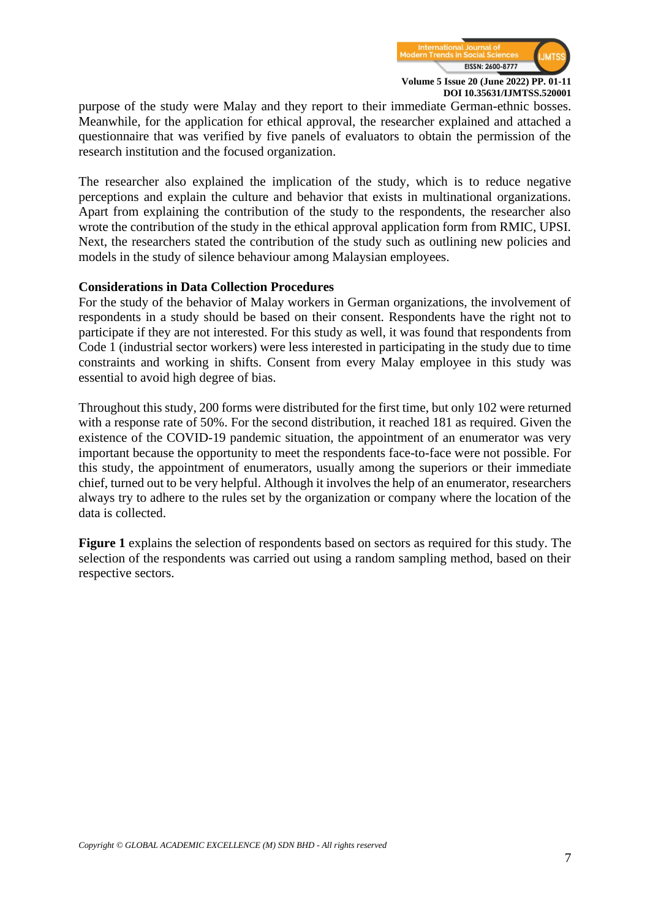purpose of the study were Malay and they report to their immediate German-ethnic bosses. Meanwhile, for the application for ethical approval, the researcher explained and attached a questionnaire that was verified by five panels of evaluators to obtain the permission of the research institution and the focused organization.

The researcher also explained the implication of the study, which is to reduce negative perceptions and explain the culture and behavior that exists in multinational organizations. Apart from explaining the contribution of the study to the respondents, the researcher also wrote the contribution of the study in the ethical approval application form from RMIC, UPSI. Next, the researchers stated the contribution of the study such as outlining new policies and models in the study of silence behaviour among Malaysian employees.

### Considerations in Data Collection Procedures

For the study of the behavior of Malay workers in German organizations, the involvement of respondents in a study should be based on their consent. Respondents have the right not to participate if they are not interested. For this study as well, it was found that respondents from Code 1 (industrial sector workers) were less interested in participating in the study due to time constraints and working in shifts. Consent from every Malay employee in this study was essential to avoid high degree of bias.

Throughout this study, 200 forms were distributed for the first time, but only 102 were returned with a response rate of 50%. For the second distribution, it reached 181 as required. Given the existence of the COVID-19 pandemic situation, the appointment of an enumerator was very important because the opportunity to meet the respondents face-to-face were not possible. For this study, the appointment of enumerators, usually among the superiors or their immediate chief, turned out to be very helpful. Although it involves the help of an enumerator, researchers always try to adhere to the rules set by the organization or company where the location of the data is collected.

**Figure 1** explains the selection of respondents based on sectors as required for this study. The selection of the respondents was carried out using a random sampling method, based on their respective sectors.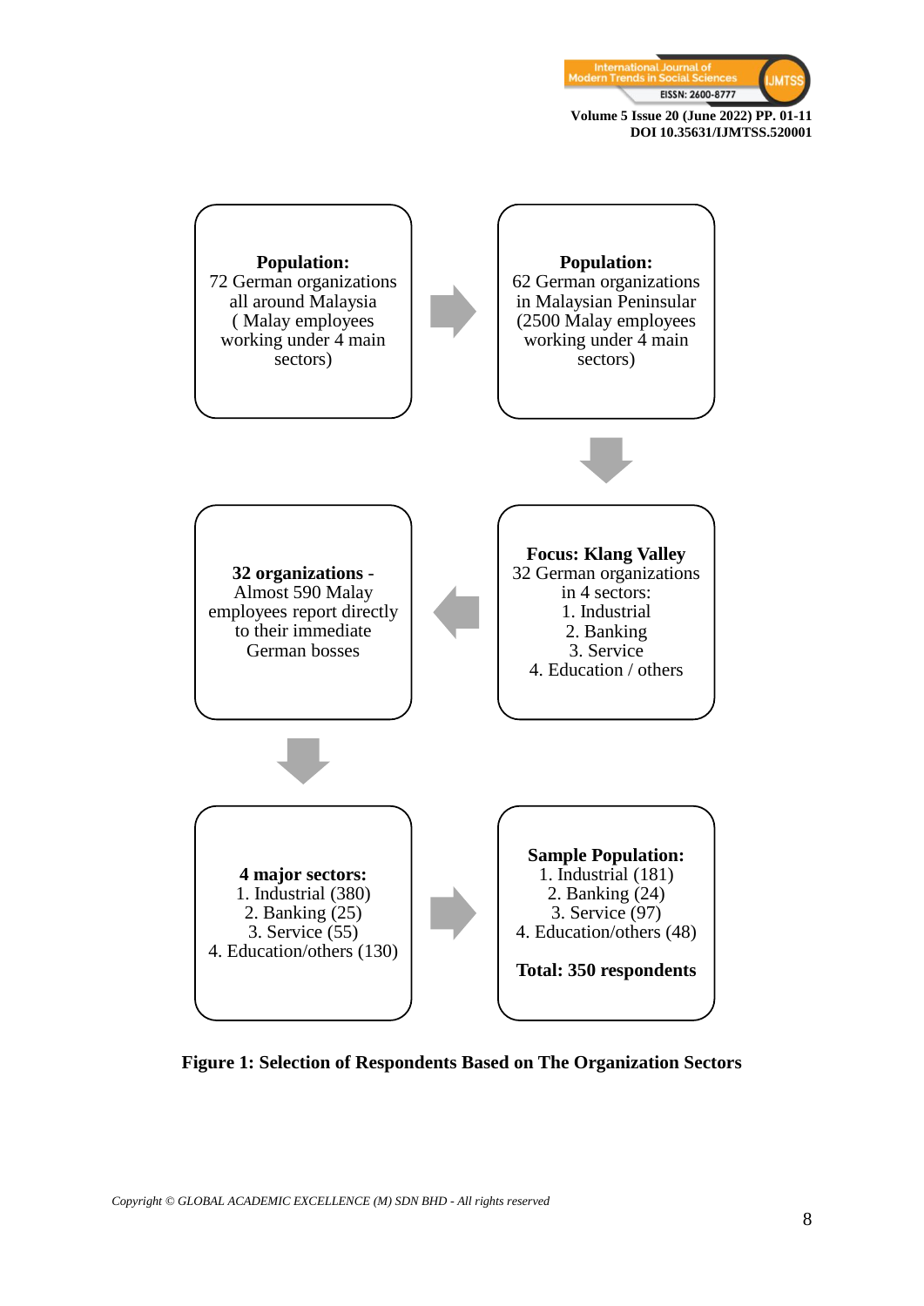**Population:**
72 German organizations all around Malaysia ( Malay employees working under 4 main sectors)

**Population:**
62 German organizations in Malaysian Peninsular (2500 Malay employees working under 4 main sectors)

**Focus: Klang Valley**
32 German organizations in 4 sectors:
1. Industrial
2. Banking
3. Service
4. Education / others

**32 organizations** - Almost 590 Malay employees report directly to their immediate German bosses

**4 major sectors:**
1. Industrial (380)
2. Banking (25)
3. Service (55)
4. Education/others (130)

**Sample Population:**
1. Industrial (181)
2. Banking (24)
3. Service (97)
4. Education/others (48)

**Total: 350 respondents**

**Figure 1: Selection of Respondents Based on The Organization Sectors**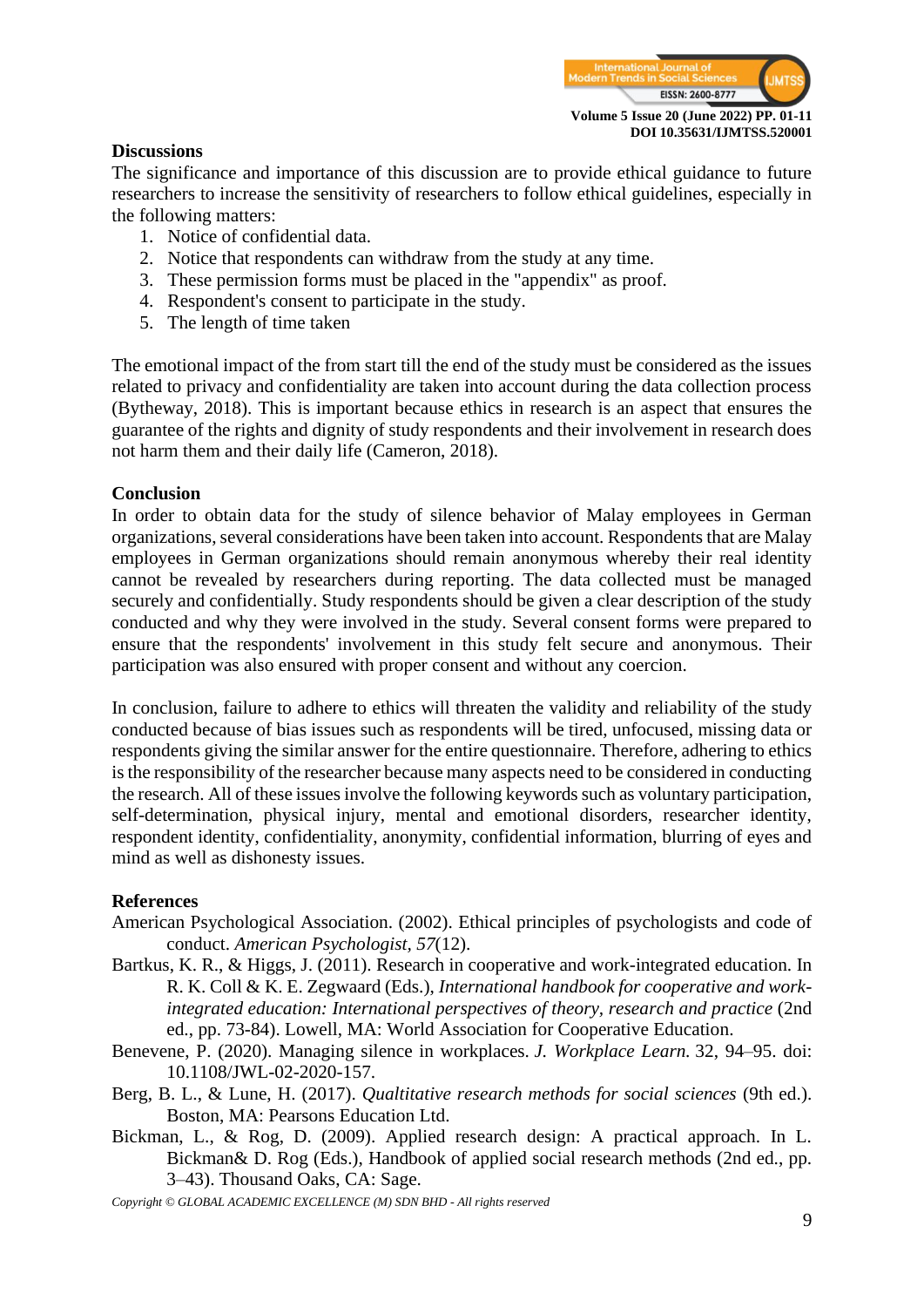## Discussions

The significance and importance of this discussion are to provide ethical guidance to future researchers to increase the sensitivity of researchers to follow ethical guidelines, especially in the following matters:

1. Notice of confidential data.
2. Notice that respondents can withdraw from the study at any time.
3. These permission forms must be placed in the "appendix" as proof.
4. Respondent's consent to participate in the study.
5. The length of time taken

The emotional impact of the from start till the end of the study must be considered as the issues related to privacy and confidentiality are taken into account during the data collection process (Bytheway, 2018). This is important because ethics in research is an aspect that ensures the guarantee of the rights and dignity of study respondents and their involvement in research does not harm them and their daily life (Cameron, 2018).

## Conclusion

In order to obtain data for the study of silence behavior of Malay employees in German organizations, several considerations have been taken into account. Respondents that are Malay employees in German organizations should remain anonymous whereby their real identity cannot be revealed by researchers during reporting. The data collected must be managed securely and confidentially. Study respondents should be given a clear description of the study conducted and why they were involved in the study. Several consent forms were prepared to ensure that the respondents' involvement in this study felt secure and anonymous. Their participation was also ensured with proper consent and without any coercion.

In conclusion, failure to adhere to ethics will threaten the validity and reliability of the study conducted because of bias issues such as respondents will be tired, unfocused, missing data or respondents giving the similar answer for the entire questionnaire. Therefore, adhering to ethics is the responsibility of the researcher because many aspects need to be considered in conducting the research. All of these issues involve the following keywords such as voluntary participation, self-determination, physical injury, mental and emotional disorders, researcher identity, respondent identity, confidentiality, anonymity, confidential information, blurring of eyes and mind as well as dishonesty issues.

## References

American Psychological Association. (2002). Ethical principles of psychologists and code of conduct. *American Psychologist, 57*(12).

Bartkus, K. R., & Higgs, J. (2011). Research in cooperative and work-integrated education. In R. K. Coll & K. E. Zegwaard (Eds.), *International handbook for cooperative and work-integrated education: International perspectives of theory, research and practice* (2nd ed., pp. 73-84). Lowell, MA: World Association for Cooperative Education.

Benevene, P. (2020). Managing silence in workplaces. *J. Workplace Learn.* 32, 94–95. doi: 10.1108/JWL-02-2020-157.

Berg, B. L., & Lune, H. (2017). *Qualtitative research methods for social sciences* (9th ed.). Boston, MA: Pearsons Education Ltd.

Bickman, L., & Rog, D. (2009). Applied research design: A practical approach. In L. Bickman& D. Rog (Eds.), Handbook of applied social research methods (2nd ed., pp. 3–43). Thousand Oaks, CA: Sage.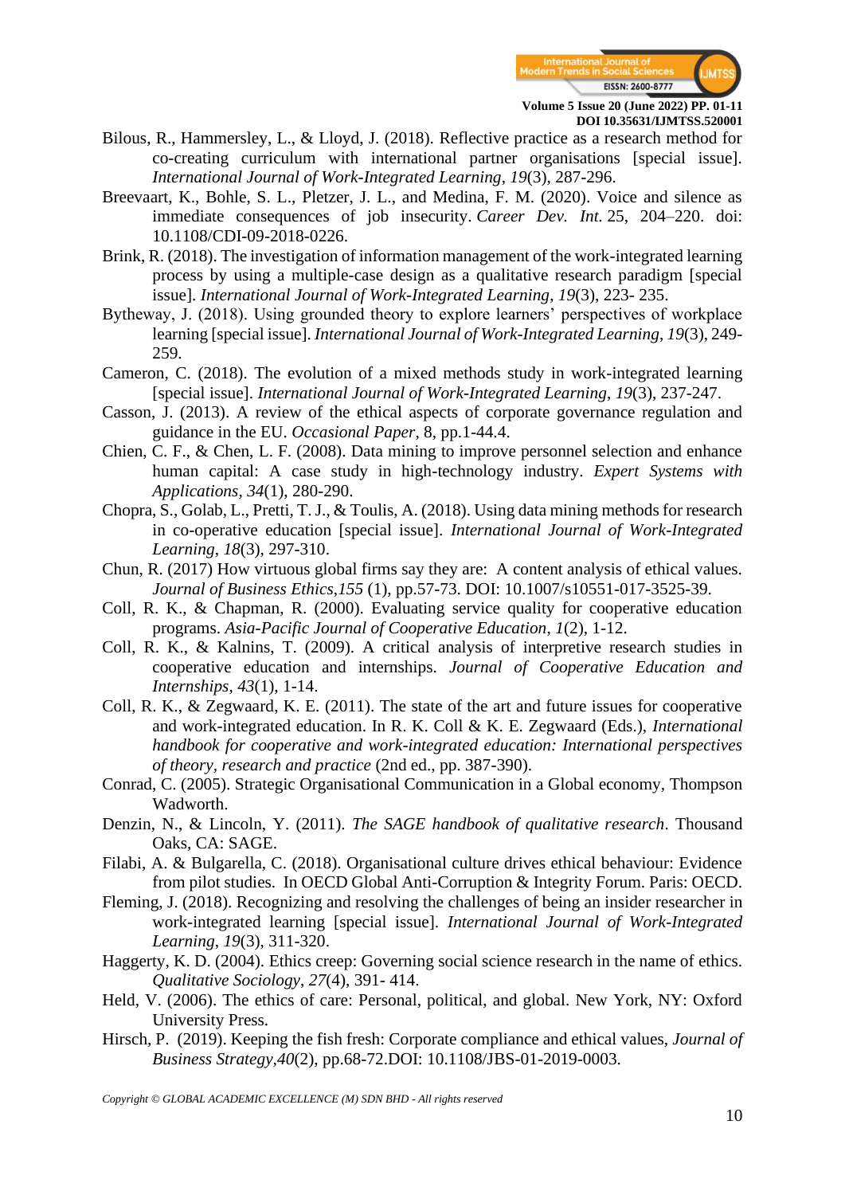Bilous, R., Hammersley, L., & Lloyd, J. (2018). Reflective practice as a research method for co-creating curriculum with international partner organisations [special issue]. *International Journal of Work-Integrated Learning*, *19*(3), 287-296.

Breevaart, K., Bohle, S. L., Pletzer, J. L., and Medina, F. M. (2020). Voice and silence as immediate consequences of job insecurity. *Career Dev. Int.* 25, 204–220. doi: 10.1108/CDI-09-2018-0226.

Brink, R. (2018). The investigation of information management of the work-integrated learning process by using a multiple-case design as a qualitative research paradigm [special issue]. *International Journal of Work-Integrated Learning*, *19*(3), 223- 235.

Bytheway, J. (2018). Using grounded theory to explore learners' perspectives of workplace learning [special issue]. *International Journal of Work-Integrated Learning*, *19*(3), 249-259.

Cameron, C. (2018). The evolution of a mixed methods study in work-integrated learning [special issue]. *International Journal of Work-Integrated Learning*, *19*(3), 237-247.

Casson, J. (2013). A review of the ethical aspects of corporate governance regulation and guidance in the EU. *Occasional Paper*, 8, pp.1-44.4.

Chien, C. F., & Chen, L. F. (2008). Data mining to improve personnel selection and enhance human capital: A case study in high-technology industry. *Expert Systems with Applications*, *34*(1), 280-290.

Chopra, S., Golab, L., Pretti, T. J., & Toulis, A. (2018). Using data mining methods for research in co-operative education [special issue]. *International Journal of Work-Integrated Learning*, *18*(3), 297-310.

Chun, R. (2017) How virtuous global firms say they are: A content analysis of ethical values. *Journal of Business Ethics*,*155* (1), pp.57-73. DOI: 10.1007/s10551-017-3525-39.

Coll, R. K., & Chapman, R. (2000). Evaluating service quality for cooperative education programs. *Asia-Pacific Journal of Cooperative Education*, *1*(2), 1-12.

Coll, R. K., & Kalnins, T. (2009). A critical analysis of interpretive research studies in cooperative education and internships. *Journal of Cooperative Education and Internships*, *43*(1), 1-14.

Coll, R. K., & Zegwaard, K. E. (2011). The state of the art and future issues for cooperative and work-integrated education. In R. K. Coll & K. E. Zegwaard (Eds.), *International handbook for cooperative and work-integrated education: International perspectives of theory, research and practice* (2nd ed., pp. 387-390).

Conrad, C. (2005). Strategic Organisational Communication in a Global economy, Thompson Wadworth.

Denzin, N., & Lincoln, Y. (2011). *The SAGE handbook of qualitative research*. Thousand Oaks, CA: SAGE.

Filabi, A. & Bulgarella, C. (2018). Organisational culture drives ethical behaviour: Evidence from pilot studies. In OECD Global Anti-Corruption & Integrity Forum. Paris: OECD.

Fleming, J. (2018). Recognizing and resolving the challenges of being an insider researcher in work-integrated learning [special issue]. *International Journal of Work-Integrated Learning*, *19*(3), 311-320.

Haggerty, K. D. (2004). Ethics creep: Governing social science research in the name of ethics. *Qualitative Sociology*, *27*(4), 391- 414.

Held, V. (2006). The ethics of care: Personal, political, and global. New York, NY: Oxford University Press.

Hirsch, P. (2019). Keeping the fish fresh: Corporate compliance and ethical values, *Journal of Business Strategy*,*40*(2), pp.68-72.DOI: 10.1108/JBS-01-2019-0003.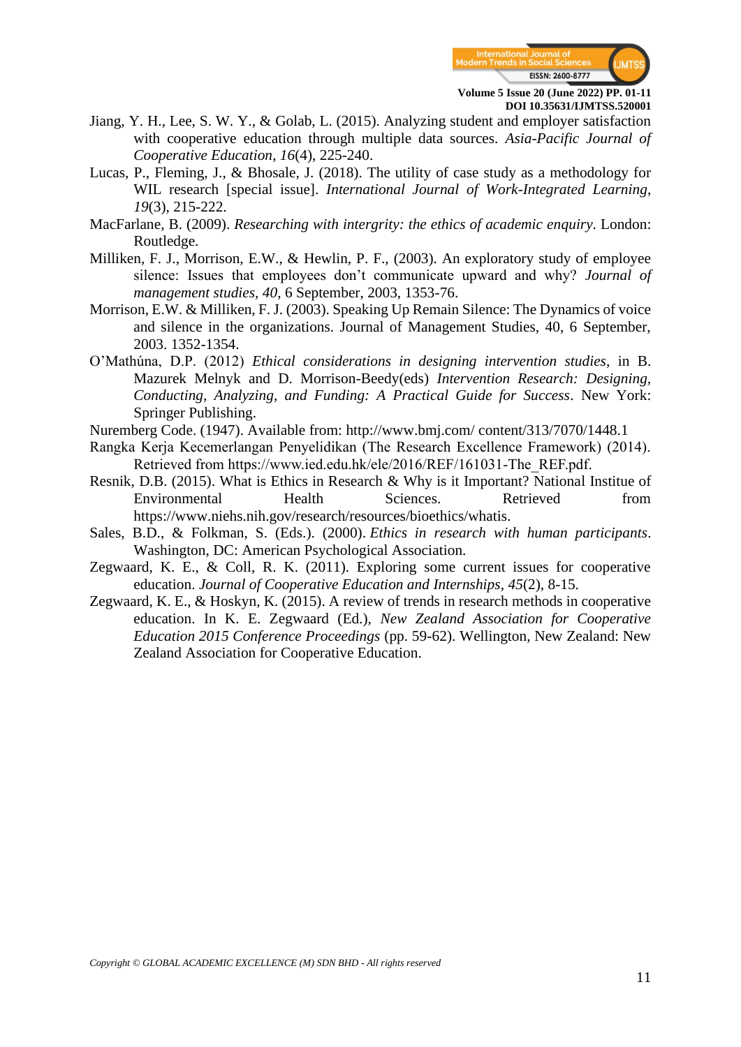Jiang, Y. H., Lee, S. W. Y., & Golab, L. (2015). Analyzing student and employer satisfaction with cooperative education through multiple data sources. *Asia-Pacific Journal of Cooperative Education*, *16*(4), 225-240.

Lucas, P., Fleming, J., & Bhosale, J. (2018). The utility of case study as a methodology for WIL research [special issue]. *International Journal of Work-Integrated Learning*, *19*(3), 215-222.

MacFarlane, B. (2009). *Researching with intergrity: the ethics of academic enquiry*. London: Routledge.

Milliken, F. J., Morrison, E.W., & Hewlin, P. F., (2003). An exploratory study of employee silence: Issues that employees don't communicate upward and why? *Journal of management studies*, *40*, 6 September, 2003, 1353-76.

Morrison, E.W. & Milliken, F. J. (2003). Speaking Up Remain Silence: The Dynamics of voice and silence in the organizations. Journal of Management Studies, 40, 6 September, 2003. 1352-1354.

O'Mathúna, D.P. (2012) *Ethical considerations in designing intervention studies*, in B. Mazurek Melnyk and D. Morrison-Beedy(eds) *Intervention Research: Designing, Conducting, Analyzing, and Funding: A Practical Guide for Success*. New York: Springer Publishing.

Nuremberg Code. (1947). Available from: http://www.bmj.com/ content/313/7070/1448.1

Rangka Kerja Kecemerlangan Penyelidikan (The Research Excellence Framework) (2014). Retrieved from https://www.ied.edu.hk/ele/2016/REF/161031-The_REF.pdf.

Resnik, D.B. (2015). What is Ethics in Research & Why is it Important? National Institue of Environmental Health Sciences. Retrieved from https://www.niehs.nih.gov/research/resources/bioethics/whatis.

Sales, B.D., & Folkman, S. (Eds.). (2000). *Ethics in research with human participants*. Washington, DC: American Psychological Association.

Zegwaard, K. E., & Coll, R. K. (2011). Exploring some current issues for cooperative education. *Journal of Cooperative Education and Internships*, *45*(2), 8-15.

Zegwaard, K. E., & Hoskyn, K. (2015). A review of trends in research methods in cooperative education. In K. E. Zegwaard (Ed.), *New Zealand Association for Cooperative Education 2015 Conference Proceedings* (pp. 59-62). Wellington, New Zealand: New Zealand Association for Cooperative Education.